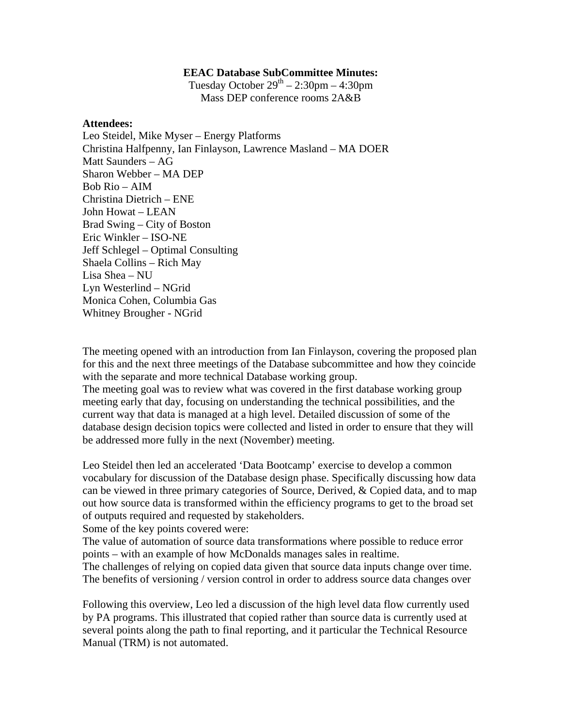**EEAC Database SubCommittee Minutes:**

Tuesday October 29th – 2:30pm – 4:30pm

Mass DEP conference rooms 2A&B

**Attendees:**

Leo Steidel, Mike Myser – Energy Platforms  
Christina Halfpenny, Ian Finlayson, Lawrence Masland – MA DOER  
Matt Saunders – AG  
Sharon Webber – MA DEP  
Bob Rio – AIM  
Christina Dietrich – ENE  
John Howat – LEAN  
Brad Swing – City of Boston  
Eric Winkler – ISO-NE  
Jeff Schlegel – Optimal Consulting  
Shaela Collins – Rich May  
Lisa Shea – NU  
Lyn Westerlind – NGrid  
Monica Cohen, Columbia Gas  
Whitney Brougher - NGrid

The meeting opened with an introduction from Ian Finlayson, covering the proposed plan for this and the next three meetings of the Database subcommittee and how they coincide with the separate and more technical Database working group.

The meeting goal was to review what was covered in the first database working group meeting early that day, focusing on understanding the technical possibilities, and the current way that data is managed at a high level. Detailed discussion of some of the database design decision topics were collected and listed in order to ensure that they will be addressed more fully in the next (November) meeting.

Leo Steidel then led an accelerated 'Data Bootcamp' exercise to develop a common vocabulary for discussion of the Database design phase. Specifically discussing how data can be viewed in three primary categories of Source, Derived, & Copied data, and to map out how source data is transformed within the efficiency programs to get to the broad set of outputs required and requested by stakeholders.

Some of the key points covered were:

The value of automation of source data transformations where possible to reduce error points – with an example of how McDonalds manages sales in realtime.

The challenges of relying on copied data given that source data inputs change over time.

The benefits of versioning / version control in order to address source data changes over

Following this overview, Leo led a discussion of the high level data flow currently used by PA programs. This illustrated that copied rather than source data is currently used at several points along the path to final reporting, and it particular the Technical Resource Manual (TRM) is not automated.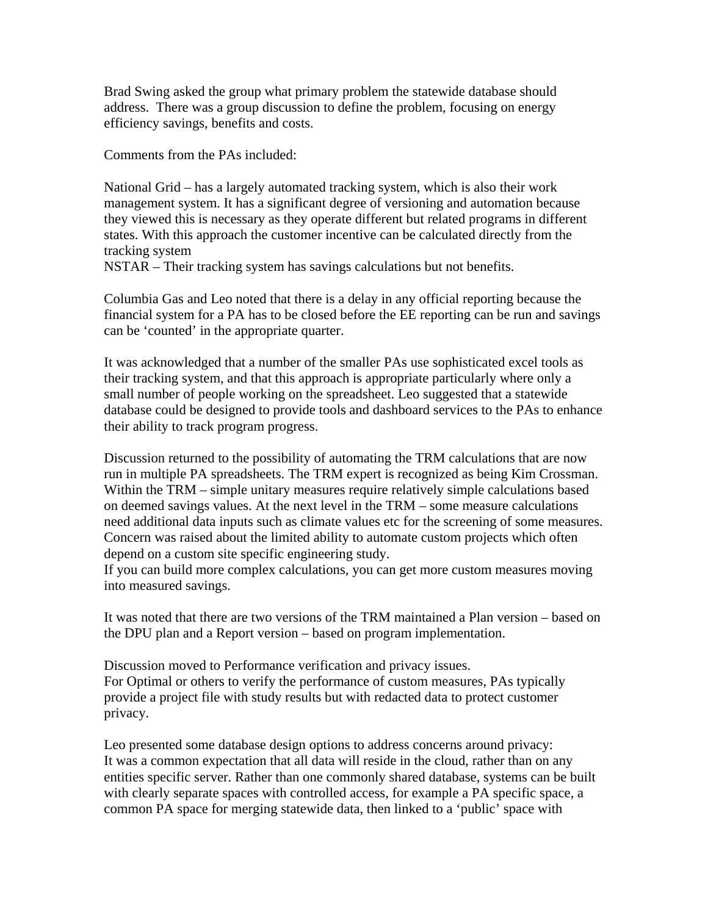Brad Swing asked the group what primary problem the statewide database should address. There was a group discussion to define the problem, focusing on energy efficiency savings, benefits and costs.

Comments from the PAs included:

National Grid – has a largely automated tracking system, which is also their work management system. It has a significant degree of versioning and automation because they viewed this is necessary as they operate different but related programs in different states. With this approach the customer incentive can be calculated directly from the tracking system
NSTAR – Their tracking system has savings calculations but not benefits.

Columbia Gas and Leo noted that there is a delay in any official reporting because the financial system for a PA has to be closed before the EE reporting can be run and savings can be 'counted' in the appropriate quarter.

It was acknowledged that a number of the smaller PAs use sophisticated excel tools as their tracking system, and that this approach is appropriate particularly where only a small number of people working on the spreadsheet. Leo suggested that a statewide database could be designed to provide tools and dashboard services to the PAs to enhance their ability to track program progress.

Discussion returned to the possibility of automating the TRM calculations that are now run in multiple PA spreadsheets. The TRM expert is recognized as being Kim Crossman. Within the TRM – simple unitary measures require relatively simple calculations based on deemed savings values. At the next level in the TRM – some measure calculations need additional data inputs such as climate values etc for the screening of some measures. Concern was raised about the limited ability to automate custom projects which often depend on a custom site specific engineering study.
If you can build more complex calculations, you can get more custom measures moving into measured savings.

It was noted that there are two versions of the TRM maintained a Plan version – based on the DPU plan and a Report version – based on program implementation.

Discussion moved to Performance verification and privacy issues.
For Optimal or others to verify the performance of custom measures, PAs typically provide a project file with study results but with redacted data to protect customer privacy.

Leo presented some database design options to address concerns around privacy:
It was a common expectation that all data will reside in the cloud, rather than on any entities specific server. Rather than one commonly shared database, systems can be built with clearly separate spaces with controlled access, for example a PA specific space, a common PA space for merging statewide data, then linked to a 'public' space with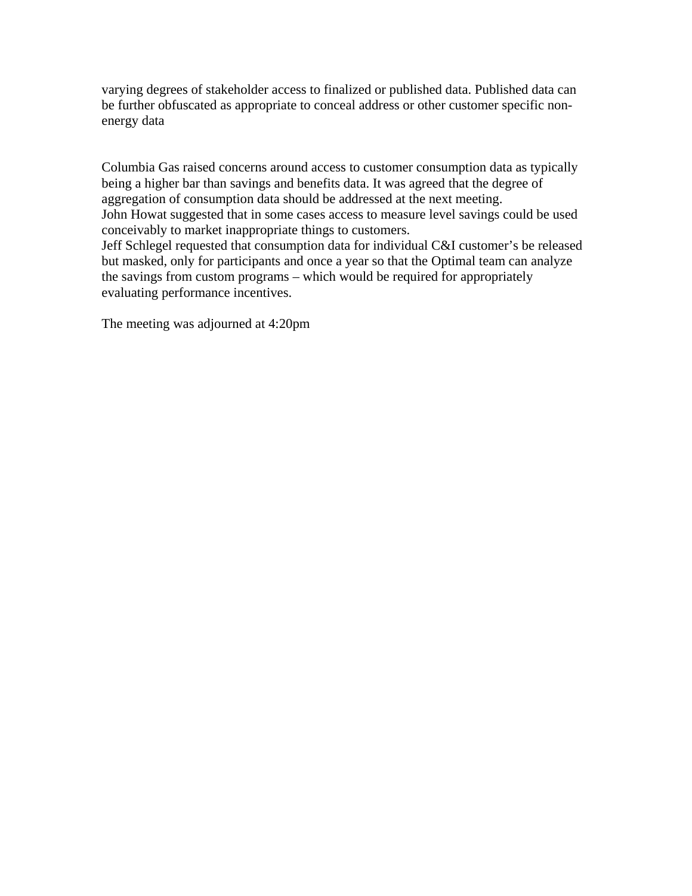varying degrees of stakeholder access to finalized or published data. Published data can be further obfuscated as appropriate to conceal address or other customer specific non-energy data

Columbia Gas raised concerns around access to customer consumption data as typically being a higher bar than savings and benefits data. It was agreed that the degree of aggregation of consumption data should be addressed at the next meeting.
John Howat suggested that in some cases access to measure level savings could be used conceivably to market inappropriate things to customers.
Jeff Schlegel requested that consumption data for individual C&I customer's be released but masked, only for participants and once a year so that the Optimal team can analyze the savings from custom programs – which would be required for appropriately evaluating performance incentives.

The meeting was adjourned at 4:20pm